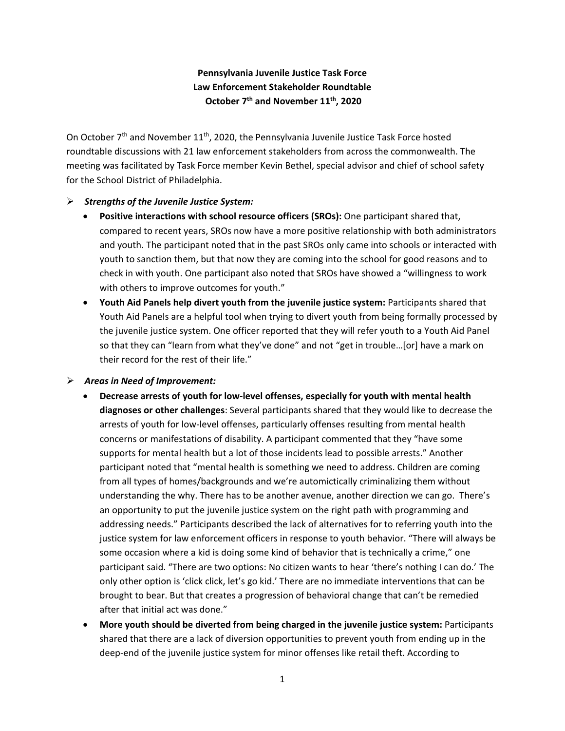**Pennsylvania Juvenile Justice Task Force**
**Law Enforcement Stakeholder Roundtable**
**October 7th and November 11th, 2020**

On October 7th and November 11th, 2020, the Pennsylvania Juvenile Justice Task Force hosted roundtable discussions with 21 law enforcement stakeholders from across the commonwealth. The meeting was facilitated by Task Force member Kevin Bethel, special advisor and chief of school safety for the School District of Philadelphia.

- ***Strengths of the Juvenile Justice System:***
  - **Positive interactions with school resource officers (SROs):** One participant shared that, compared to recent years, SROs now have a more positive relationship with both administrators and youth. The participant noted that in the past SROs only came into schools or interacted with youth to sanction them, but that now they are coming into the school for good reasons and to check in with youth. One participant also noted that SROs have showed a "willingness to work with others to improve outcomes for youth."
  - **Youth Aid Panels help divert youth from the juvenile justice system:** Participants shared that Youth Aid Panels are a helpful tool when trying to divert youth from being formally processed by the juvenile justice system. One officer reported that they will refer youth to a Youth Aid Panel so that they can "learn from what they've done" and not "get in trouble…[or] have a mark on their record for the rest of their life."

- ***Areas in Need of Improvement:***
  - **Decrease arrests of youth for low-level offenses, especially for youth with mental health diagnoses or other challenges**: Several participants shared that they would like to decrease the arrests of youth for low-level offenses, particularly offenses resulting from mental health concerns or manifestations of disability. A participant commented that they "have some supports for mental health but a lot of those incidents lead to possible arrests." Another participant noted that "mental health is something we need to address. Children are coming from all types of homes/backgrounds and we're automictically criminalizing them without understanding the why. There has to be another avenue, another direction we can go. There's an opportunity to put the juvenile justice system on the right path with programming and addressing needs." Participants described the lack of alternatives for to referring youth into the justice system for law enforcement officers in response to youth behavior. "There will always be some occasion where a kid is doing some kind of behavior that is technically a crime," one participant said. "There are two options: No citizen wants to hear 'there's nothing I can do.' The only other option is 'click click, let's go kid.' There are no immediate interventions that can be brought to bear. But that creates a progression of behavioral change that can't be remedied after that initial act was done."
  - **More youth should be diverted from being charged in the juvenile justice system:** Participants shared that there are a lack of diversion opportunities to prevent youth from ending up in the deep-end of the juvenile justice system for minor offenses like retail theft. According to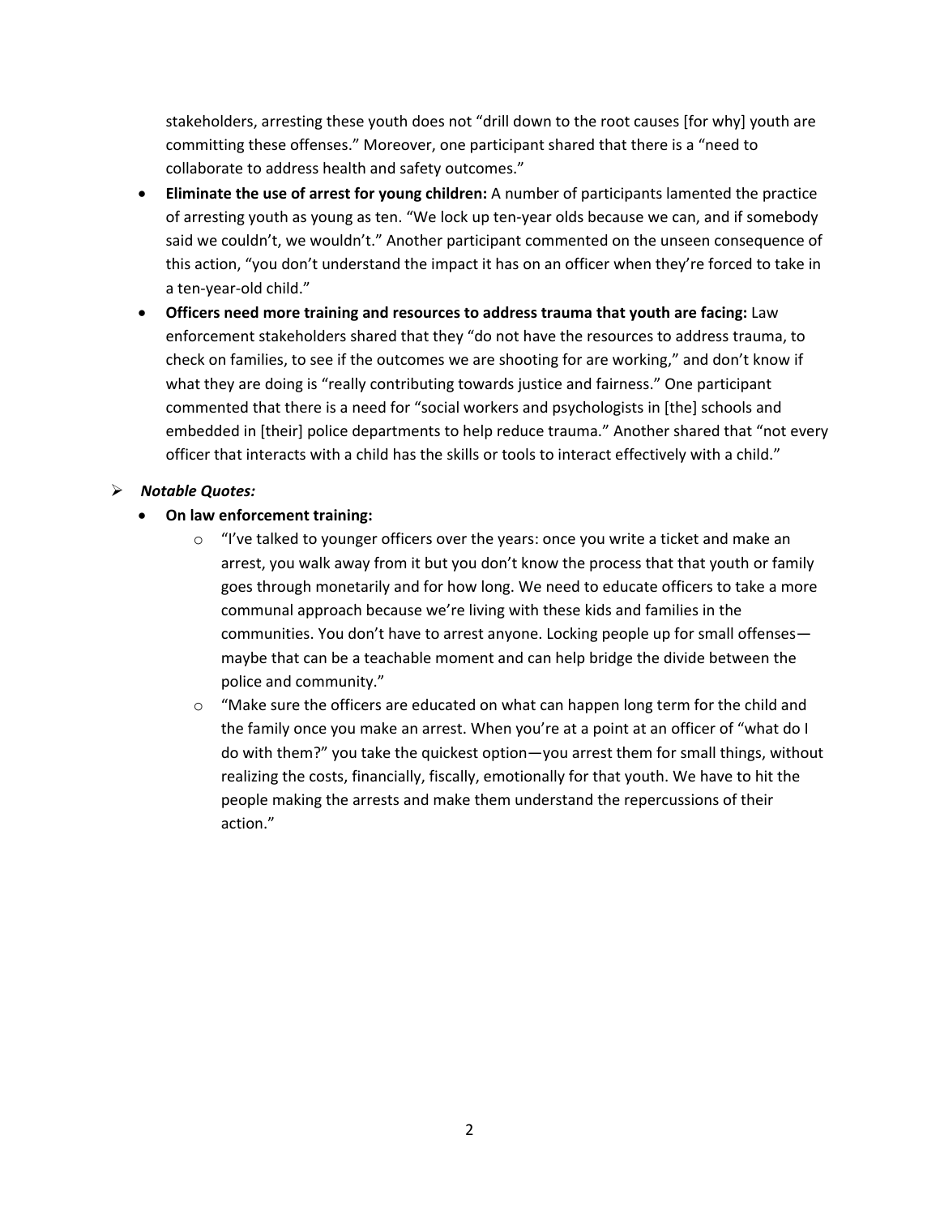stakeholders, arresting these youth does not "drill down to the root causes [for why] youth are committing these offenses." Moreover, one participant shared that there is a "need to collaborate to address health and safety outcomes."

- **Eliminate the use of arrest for young children:** A number of participants lamented the practice of arresting youth as young as ten. "We lock up ten-year olds because we can, and if somebody said we couldn't, we wouldn't." Another participant commented on the unseen consequence of this action, "you don't understand the impact it has on an officer when they're forced to take in a ten-year-old child."
- **Officers need more training and resources to address trauma that youth are facing:** Law enforcement stakeholders shared that they "do not have the resources to address trauma, to check on families, to see if the outcomes we are shooting for are working," and don't know if what they are doing is "really contributing towards justice and fairness." One participant commented that there is a need for "social workers and psychologists in [the] schools and embedded in [their] police departments to help reduce trauma." Another shared that "not every officer that interacts with a child has the skills or tools to interact effectively with a child."

➢ ***Notable Quotes:***

- **On law enforcement training:**
  - "I've talked to younger officers over the years: once you write a ticket and make an arrest, you walk away from it but you don't know the process that that youth or family goes through monetarily and for how long. We need to educate officers to take a more communal approach because we're living with these kids and families in the communities. You don't have to arrest anyone. Locking people up for small offenses—maybe that can be a teachable moment and can help bridge the divide between the police and community."
  - "Make sure the officers are educated on what can happen long term for the child and the family once you make an arrest. When you're at a point at an officer of "what do I do with them?" you take the quickest option—you arrest them for small things, without realizing the costs, financially, fiscally, emotionally for that youth. We have to hit the people making the arrests and make them understand the repercussions of their action."